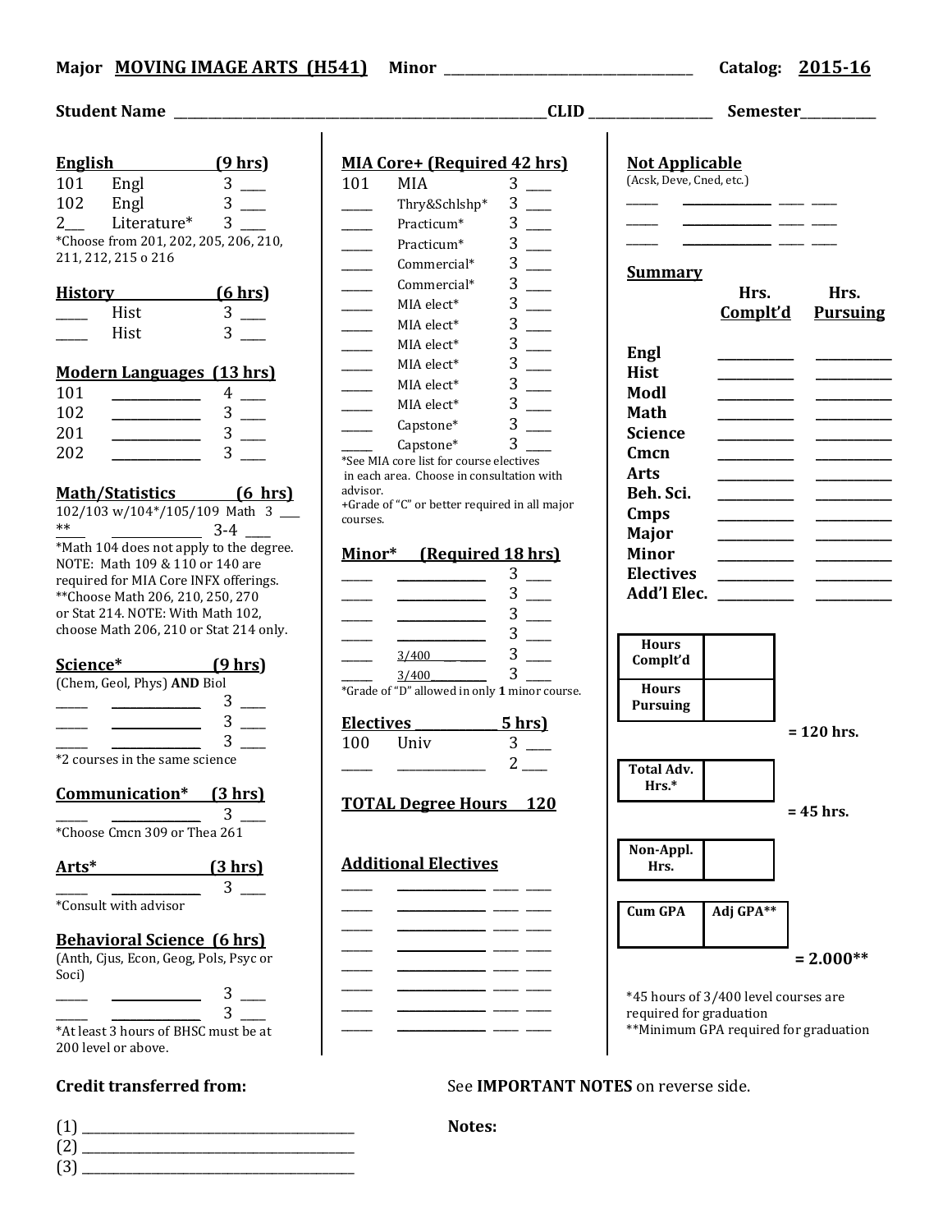**Major** **MOVING IMAGE ARTS (H541)** **Minor** ______________________ **Catalog:** **2015-16**

**Student Name** ______________________________ **CLID** ____________ **Semester** ________

### English (9 hrs)

| | | | |
|---|---|---|---|
| 101 | Engl | 3 | ___ |
| 102 | Engl | 3 | ___ |
| 2___ | Literature* | 3 | ___ |

*Choose from 201, 202, 205, 206, 210, 211, 212, 215 o 216

### History (6 hrs)

| | | | |
|---|---|---|---|
| _____ | Hist | 3 | ___ |
| _____ | Hist | 3 | ___ |

### Modern Languages (13 hrs)

| | | | |
|---|---|---|---|
| 101 | __________ | 4 | ___ |
| 102 | __________ | 3 | ___ |
| 201 | __________ | 3 | ___ |
| 202 | __________ | 3 | ___ |

### Math/Statistics (6 hrs)

102/103 w/104*/105/109 Math 3 ___

** __________ 3-4 ___

*Math 104 does not apply to the degree. NOTE: Math 109 & 110 or 140 are required for MIA Core INFX offerings.
**Choose Math 206, 210, 250, 270 or Stat 214. NOTE: With Math 102, choose Math 206, 210 or Stat 214 only.

### Science* (9 hrs)

(Chem, Geol, Phys) **AND** Biol

| | | | |
|---|---|---|---|
| _____ | __________ | 3 | ___ |
| _____ | __________ | 3 | ___ |
| _____ | __________ | 3 | ___ |

*2 courses in the same science

### Communication* (3 hrs)

| | | | |
|---|---|---|---|
| _____ | __________ | 3 | ___ |

*Choose Cmcn 309 or Thea 261

### Arts* (3 hrs)

| | | | |
|---|---|---|---|
| _____ | __________ | 3 | ___ |

*Consult with advisor

### Behavioral Science (6 hrs)

(Anth, Cjus, Econ, Geog, Pols, Psyc or Soci)

| | | | |
|---|---|---|---|
| _____ | __________ | 3 | ___ |
| _____ | __________ | 3 | ___ |

*At least 3 hours of BHSC must be at 200 level or above.

### MIA Core+ (Required 42 hrs)

| | | | |
|---|---|---|---|
| 101 | MIA | 3 | ___ |
| _____ | Thry&Schlshp* | 3 | ___ |
| _____ | Practicum* | 3 | ___ |
| _____ | Practicum* | 3 | ___ |
| _____ | Commercial* | 3 | ___ |
| _____ | Commercial* | 3 | ___ |
| _____ | MIA elect* | 3 | ___ |
| _____ | MIA elect* | 3 | ___ |
| _____ | MIA elect* | 3 | ___ |
| _____ | MIA elect* | 3 | ___ |
| _____ | MIA elect* | 3 | ___ |
| _____ | MIA elect* | 3 | ___ |
| _____ | Capstone* | 3 | ___ |
| _____ | Capstone* | 3 | ___ |

*See MIA core list for course electives in each area. Choose in consultation with advisor.
+Grade of "C" or better required in all major courses.

### Minor* (Required 18 hrs)

| | | | |
|---|---|---|---|
| _____ | __________ | 3 | ___ |
| _____ | __________ | 3 | ___ |
| _____ | __________ | 3 | ___ |
| _____ | __________ | 3 | ___ |
| _____ | 3/400______ | 3 | ___ |
| _____ | 3/400______ | 3 | ___ |

*Grade of "D" allowed in only **1** minor course.

### Electives _________ 5 hrs)

| | | | |
|---|---|---|---|
| 100 | Univ | 3 | ___ |
| _____ | __________ | 2 | ___ |

**TOTAL Degree Hours 120**

### Additional Electives

| | | | |
|---|---|---|---|
| _____ | __________ | ____ | ____ |
| _____ | __________ | ____ | ____ |
| _____ | __________ | ____ | ____ |
| _____ | __________ | ____ | ____ |
| _____ | __________ | ____ | ____ |
| _____ | __________ | ____ | ____ |
| _____ | __________ | ____ | ____ |

### Not Applicable

(Acsk, Deve, Cned, etc.)

| | | | |
|---|---|---|---|
| _____ | __________ | ____ | ____ |
| _____ | __________ | ____ | ____ |
| _____ | __________ | ____ | ____ |

### Summary

| | Hrs. Complt'd | Hrs. Pursuing |
|---|---|---|
| Engl | | |
| Hist | | |
| Modl | | |
| Math | | |
| Science | | |
| Cmcn | | |
| Arts | | |
| Beh. Sci. | | |
| Cmps | | |
| Major | | |
| Minor | | |
| Electives | | |
| Add'l Elec. | | |

| | |
|---|---|
| Hours Complt'd | |
| Hours Pursuing | |

= 120 hrs.

| | |
|---|---|
| Total Adv. Hrs.* | |

= 45 hrs.

| | |
|---|---|
| Non-Appl. Hrs. | |

| Cum GPA | Adj GPA** |
|---|---|
| | |

= 2.000**

*45 hours of 3/400 level courses are required for graduation
**Minimum GPA required for graduation

**Credit transferred from:**

(1) ______________________________
(2) ______________________________
(3) ______________________________

See **IMPORTANT NOTES** on reverse side.

**Notes:**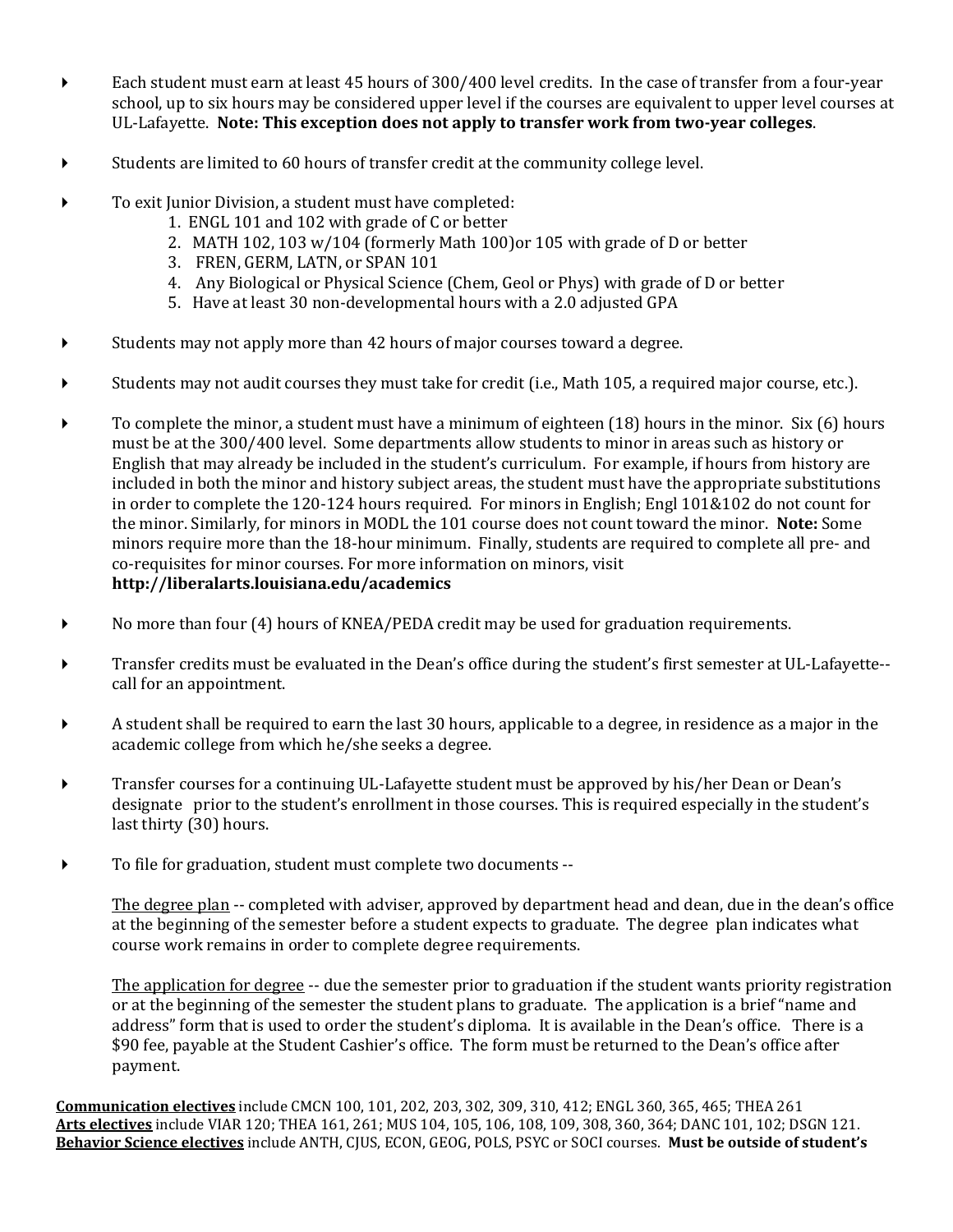- Each student must earn at least 45 hours of 300/400 level credits. In the case of transfer from a four-year school, up to six hours may be considered upper level if the courses are equivalent to upper level courses at UL-Lafayette. **Note: This exception does not apply to transfer work from two-year colleges**.

- Students are limited to 60 hours of transfer credit at the community college level.

- To exit Junior Division, a student must have completed:
  1. ENGL 101 and 102 with grade of C or better
  2. MATH 102, 103 w/104 (formerly Math 100)or 105 with grade of D or better
  3. FREN, GERM, LATN, or SPAN 101
  4. Any Biological or Physical Science (Chem, Geol or Phys) with grade of D or better
  5. Have at least 30 non-developmental hours with a 2.0 adjusted GPA

- Students may not apply more than 42 hours of major courses toward a degree.

- Students may not audit courses they must take for credit (i.e., Math 105, a required major course, etc.).

- To complete the minor, a student must have a minimum of eighteen (18) hours in the minor. Six (6) hours must be at the 300/400 level. Some departments allow students to minor in areas such as history or English that may already be included in the student's curriculum. For example, if hours from history are included in both the minor and history subject areas, the student must have the appropriate substitutions in order to complete the 120-124 hours required. For minors in English; Engl 101&102 do not count for the minor. Similarly, for minors in MODL the 101 course does not count toward the minor. **Note:** Some minors require more than the 18-hour minimum. Finally, students are required to complete all pre- and co-requisites for minor courses. For more information on minors, visit **http://liberalarts.louisiana.edu/academics**

- No more than four (4) hours of KNEA/PEDA credit may be used for graduation requirements.

- Transfer credits must be evaluated in the Dean's office during the student's first semester at UL-Lafayette--call for an appointment.

- A student shall be required to earn the last 30 hours, applicable to a degree, in residence as a major in the academic college from which he/she seeks a degree.

- Transfer courses for a continuing UL-Lafayette student must be approved by his/her Dean or Dean's designate prior to the student's enrollment in those courses. This is required especially in the student's last thirty (30) hours.

- To file for graduation, student must complete two documents --

  <u>The degree plan</u> -- completed with adviser, approved by department head and dean, due in the dean's office at the beginning of the semester before a student expects to graduate. The degree plan indicates what course work remains in order to complete degree requirements.

  <u>The application for degree</u> -- due the semester prior to graduation if the student wants priority registration or at the beginning of the semester the student plans to graduate. The application is a brief "name and address" form that is used to order the student's diploma. It is available in the Dean's office. There is a $90 fee, payable at the Student Cashier's office. The form must be returned to the Dean's office after payment.

**<u>Communication electives</u>** include CMCN 100, 101, 202, 203, 302, 309, 310, 412; ENGL 360, 365, 465; THEA 261
**<u>Arts electives</u>** include VIAR 120; THEA 161, 261; MUS 104, 105, 106, 108, 109, 308, 360, 364; DANC 101, 102; DSGN 121.
**<u>Behavior Science electives</u>** include ANTH, CJUS, ECON, GEOG, POLS, PSYC or SOCI courses. **Must be outside of student's**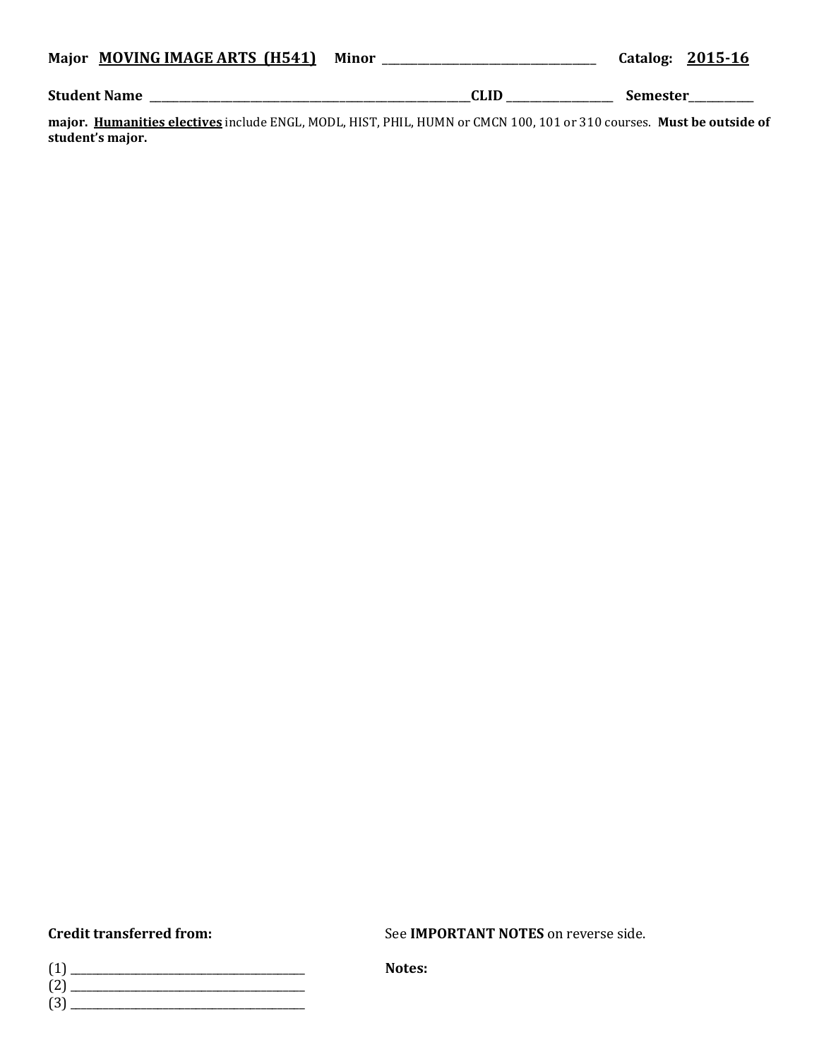**Major** **MOVING IMAGE ARTS (H541)** **Minor** ______________________________ **Catalog:** **2015-16**

**Student Name** ____________________________________________**CLID** ______________ **Semester**__________

**major.** **Humanities electives** include ENGL, MODL, HIST, PHIL, HUMN or CMCN 100, 101 or 310 courses. **Must be outside of student's major.**

**Credit transferred from:**

(1) ________________________________
(2) ________________________________
(3) ________________________________

See **IMPORTANT NOTES** on reverse side.

**Notes:**